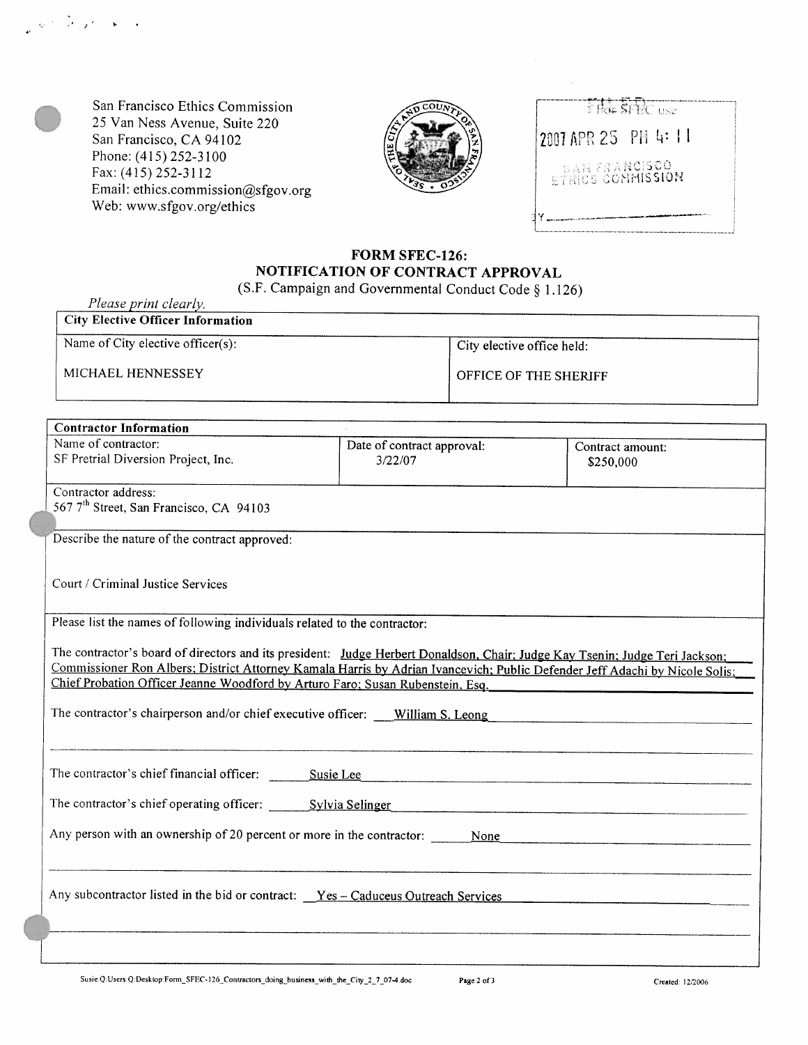San Francisco Ethics Commission
25 Van Ness Avenue, Suite 220
San Francisco, CA 94102
Phone: (415) 252-3100
Fax: (415) 252-3112
Email: ethics.commission@sfgov.org
Web: www.sfgov.org/ethics

FILED
For SFEC use
2007 APR 25 PM 4:11
SAN FRANCISCO
ETHICS COMMISSION
BY

# FORM SFEC-126: NOTIFICATION OF CONTRACT APPROVAL

(S.F. Campaign and Governmental Conduct Code § 1.126)

*Please print clearly.*

| City Elective Officer Information | |
|---|---|
| Name of City elective officer(s): MICHAEL HENNESSEY | City elective office held: OFFICE OF THE SHERIFF |

| Contractor Information | | |
|---|---|---|
| Name of contractor: SF Pretrial Diversion Project, Inc. | Date of contract approval: 3/22/07 | Contract amount: $250,000 |

Contractor address:
567 7th Street, San Francisco, CA 94103

Describe the nature of the contract approved:

Court / Criminal Justice Services

Please list the names of following individuals related to the contractor:

The contractor's board of directors and its president: Judge Herbert Donaldson, Chair; Judge Kay Tsenin; Judge Teri Jackson; Commissioner Ron Albers; District Attorney Kamala Harris by Adrian Ivancevich; Public Defender Jeff Adachi by Nicole Solis; Chief Probation Officer Jeanne Woodford by Arturo Faro; Susan Rubenstein, Esq.

The contractor's chairperson and/or chief executive officer: William S. Leong

The contractor's chief financial officer: Susie Lee

The contractor's chief operating officer: Sylvia Selinger

Any person with an ownership of 20 percent or more in the contractor: None

Any subcontractor listed in the bid or contract: Yes – Caduceus Outreach Services

Susie Q:Users Q:Desktop:Form_SFEC-126_Contractors_doing_business_with_the_City_2_7_07-4.doc Created: 12/2006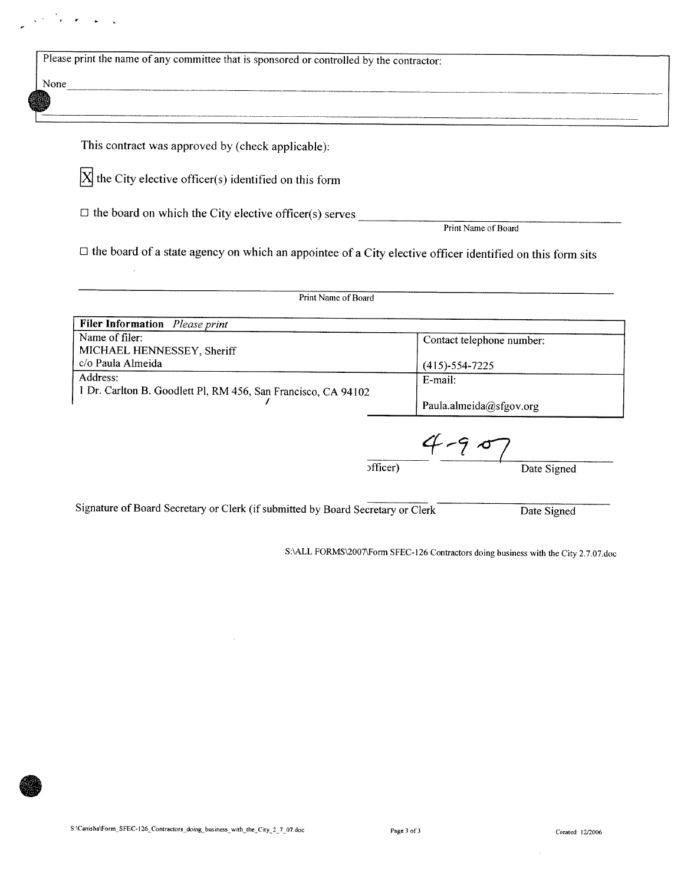Please print the name of any committee that is sponsored or controlled by the contractor:

None

This contract was approved by (check applicable):

☒ the City elective officer(s) identified on this form

☐ the board on which the City elective officer(s) serves ______________________
Print Name of Board

☐ the board of a state agency on which an appointee of a City elective officer identified on this form sits

______________________
Print Name of Board

| **Filer Information** *Please print* | |
|---|---|
| Name of filer:<br>MICHAEL HENNESSEY, Sheriff<br>c/o Paula Almeida | Contact telephone number:<br>(415)-554-7225 |
| Address:<br>1 Dr. Carlton B. Goodlett Pl, RM 456, San Francisco, CA 94102 | E-mail:<br>Paula.almeida@sfgov.org |

ɔfficer) 4-9-07
Date Signed

Signature of Board Secretary or Clerk (if submitted by Board Secretary or Clerk ______ Date Signed

S:\ALL FORMS\2007\Form SFEC-126 Contractors doing business with the City 2.7.07.doc

S:\Canisha\Form_SFEC-126_Contractors_doing_business_with_the_City_2_7_07.doc Created: 12/2006